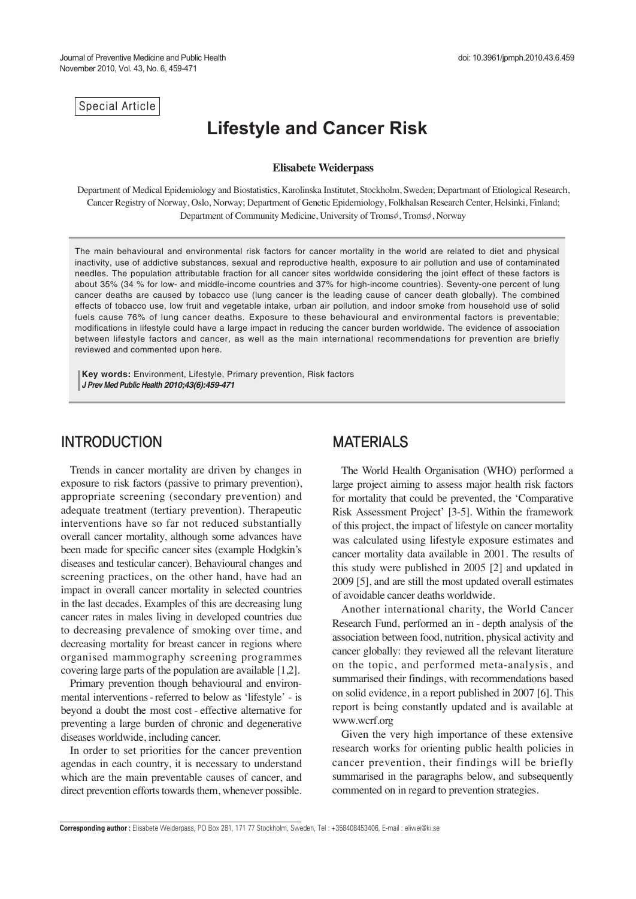Special Article

# Lifestyle and Cancer Risk

**Elisabete Weiderpass**

Department of Medical Epidemiology and Biostatistics, Karolinska Institutet, Stockholm, Sweden; Departmant of Etiological Research, Cancer Registry of Norway, Oslo, Norway; Department of Genetic Epidemiology, Folkhalsan Research Center, Helsinki, Finland; Department of Community Medicine, University of Tromsø, Tromsø, Norway

The main behavioural and environmental risk factors for cancer mortality in the world are related to diet and physical inactivity, use of addictive substances, sexual and reproductive health, exposure to air pollution and use of contaminated needles. The population attributable fraction for all cancer sites worldwide considering the joint effect of these factors is about 35% (34 % for low- and middle-income countries and 37% for high-income countries). Seventy-one percent of lung cancer deaths are caused by tobacco use (lung cancer is the leading cause of cancer death globally). The combined effects of tobacco use, low fruit and vegetable intake, urban air pollution, and indoor smoke from household use of solid fuels cause 76% of lung cancer deaths. Exposure to these behavioural and environmental factors is preventable; modifications in lifestyle could have a large impact in reducing the cancer burden worldwide. The evidence of association between lifestyle factors and cancer, as well as the main international recommendations for prevention are briefly reviewed and commented upon here.

**Key words:** Environment, Lifestyle, Primary prevention, Risk factors
***J Prev Med Public Health 2010;43(6):459-471***

## INTRODUCTION

Trends in cancer mortality are driven by changes in exposure to risk factors (passive to primary prevention), appropriate screening (secondary prevention) and adequate treatment (tertiary prevention). Therapeutic interventions have so far not reduced substantially overall cancer mortality, although some advances have been made for specific cancer sites (example Hodgkin's diseases and testicular cancer). Behavioural changes and screening practices, on the other hand, have had an impact in overall cancer mortality in selected countries in the last decades. Examples of this are decreasing lung cancer rates in males living in developed countries due to decreasing prevalence of smoking over time, and decreasing mortality for breast cancer in regions where organised mammography screening programmes covering large parts of the population are available [1,2].

Primary prevention though behavioural and environmental interventions - referred to below as 'lifestyle' - is beyond a doubt the most cost - effective alternative for preventing a large burden of chronic and degenerative diseases worldwide, including cancer.

In order to set priorities for the cancer prevention agendas in each country, it is necessary to understand which are the main preventable causes of cancer, and direct prevention efforts towards them, whenever possible.

## MATERIALS

The World Health Organisation (WHO) performed a large project aiming to assess major health risk factors for mortality that could be prevented, the 'Comparative Risk Assessment Project' [3-5]. Within the framework of this project, the impact of lifestyle on cancer mortality was calculated using lifestyle exposure estimates and cancer mortality data available in 2001. The results of this study were published in 2005 [2] and updated in 2009 [5], and are still the most updated overall estimates of avoidable cancer deaths worldwide.

Another international charity, the World Cancer Research Fund, performed an in - depth analysis of the association between food, nutrition, physical activity and cancer globally: they reviewed all the relevant literature on the topic, and performed meta-analysis, and summarised their findings, with recommendations based on solid evidence, in a report published in 2007 [6]. This report is being constantly updated and is available at www.wcrf.org

Given the very high importance of these extensive research works for orienting public health policies in cancer prevention, their findings will be briefly summarised in the paragraphs below, and subsequently commented on in regard to prevention strategies.

**Corresponding author :** Elisabete Weiderpass, PO Box 281, 171 77 Stockholm, Sweden, Tel : +358408453406, E-mail : eliwei@ki.se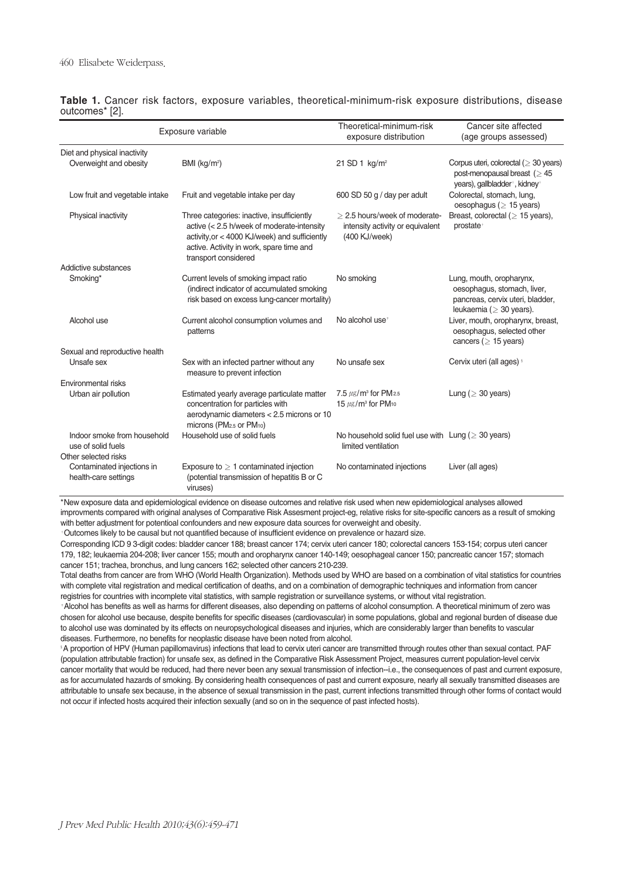**Table 1.** Cancer risk factors, exposure variables, theoretical-minimum-risk exposure distributions, disease outcomes* [2].

| Exposure variable | | Theoretical-minimum-risk exposure distribution | Cancer site affected (age groups assessed) |
|---|---|---|---|
| Diet and physical inactivity | | | |
| Overweight and obesity | BMI (kg/m$^2$) | 21 SD 1 kg/m$^2$ | Corpus uteri, colorectal ($\geq$ 30 years) post-menopausal breast ($\geq$ 45 years), gallbladder[†], kidney[†] |
| Low fruit and vegetable intake | Fruit and vegetable intake per day | 600 SD 50 g / day per adult | Colorectal, stomach, lung, oesophagus ($\geq$ 15 years) |
| Physical inactivity | Three categories: inactive, insufficiently active (< 2.5 h/week of moderate-intensity activity,or < 4000 KJ/week) and sufficiently active. Activity in work, spare time and transport considered | $\geq$ 2.5 hours/week of moderate-intensity activity or equivalent (400 KJ/week) | Breast, colorectal ($\geq$ 15 years), prostate[†] |
| Addictive substances | | | |
| Smoking* | Current levels of smoking impact ratio (indirect indicator of accumulated smoking risk based on excess lung-cancer mortality) | No smoking | Lung, mouth, oropharynx, oesophagus, stomach, liver, pancreas, cervix uteri, bladder, leukaemia ($\geq$ 30 years). |
| Alcohol use | Current alcohol consumption volumes and patterns | No alcohol use[‡] | Liver, mouth, oropharynx, breast, oesophagus, selected other cancers ($\geq$ 15 years) |
| Sexual and reproductive health | | | |
| Unsafe sex | Sex with an infected partner without any measure to prevent infection | No unsafe sex | Cervix uteri (all ages)[§] |
| Environmental risks | | | |
| Urban air pollution | Estimated yearly average particulate matter concentration for particles with aerodynamic diameters < 2.5 microns or 10 microns ($PM_{2.5}$ or $PM_{10}$) | 7.5 $\mu g/m^3$ for $PM_{2.5}$ 15 $\mu g/m^3$ for $PM_{10}$ | Lung ($\geq$ 30 years) |
| Indoor smoke from household use of solid fuels | Household use of solid fuels | No household solid fuel use with limited ventilation | Lung ($\geq$ 30 years) |
| Other selected risks | | | |
| Contaminated injections in health-care settings | Exposure to $\geq$ 1 contaminated injection (potential transmission of hepatitis B or C viruses) | No contaminated injections | Liver (all ages) |

*New exposure data and epidemiological evidence on disease outcomes and relative risk used when new epidemiological analyses allowed improvments compared with original analyses of Comparative Risk Assesment project-eg, relative risks for site-specific cancers as a result of smoking with better adjustment for potential confounders and new exposure data sources for overweight and obesity.

[†]Outcomes likely to be causal but not quantified because of insufficient evidence on prevalence or hazard size.

Corresponding ICD 9 3-digit codes: bladder cancer 188; breast cancer 174; cervix uteri cancer 180; colorectal cancers 153-154; corpus uteri cancer 179, 182; leukaemia 204-208; liver cancer 155; mouth and oropharynx cancer 140-149; oesophageal cancer 150; pancreatic cancer 157; stomach cancer 151; trachea, bronchus, and lung cancers 162; selected other cancers 210-239.

Total deaths from cancer are from WHO (World Health Organization). Methods used by WHO are based on a combination of vital statistics for countries with complete vital registration and medical certification of deaths, and on a combination of demographic techniques and information from cancer registries for countries with incomplete vital statistics, with sample registration or surveillance systems, or without vital registration.

[‡]Alcohol has benefits as well as harms for different diseases, also depending on patterns of alcohol consumption. A theoretical minimum of zero was chosen for alcohol use because, despite benefits for specific diseases (cardiovascular) in some populations, global and regional burden of disease due to alcohol use was dominated by its effects on neuropsychological diseases and injuries, which are considerably larger than benefits to vascular diseases. Furthermore, no benefits for neoplastic disease have been noted from alcohol.

[§]A proportion of HPV (Human papillomavirus) infections that lead to cervix uteri cancer are transmitted through routes other than sexual contact. PAF (population attributable fraction) for unsafe sex, as defined in the Comparative Risk Assessment Project, measures current population-level cervix cancer mortality that would be reduced, had there never been any sexual transmission of infection--i.e., the consequences of past and current exposure, as for accumulated hazards of smoking. By considering health consequences of past and current exposure, nearly all sexually transmitted diseases are attributable to unsafe sex because, in the absence of sexual transmission in the past, current infections transmitted through other forms of contact would not occur if infected hosts acquired their infection sexually (and so on in the sequence of past infected hosts).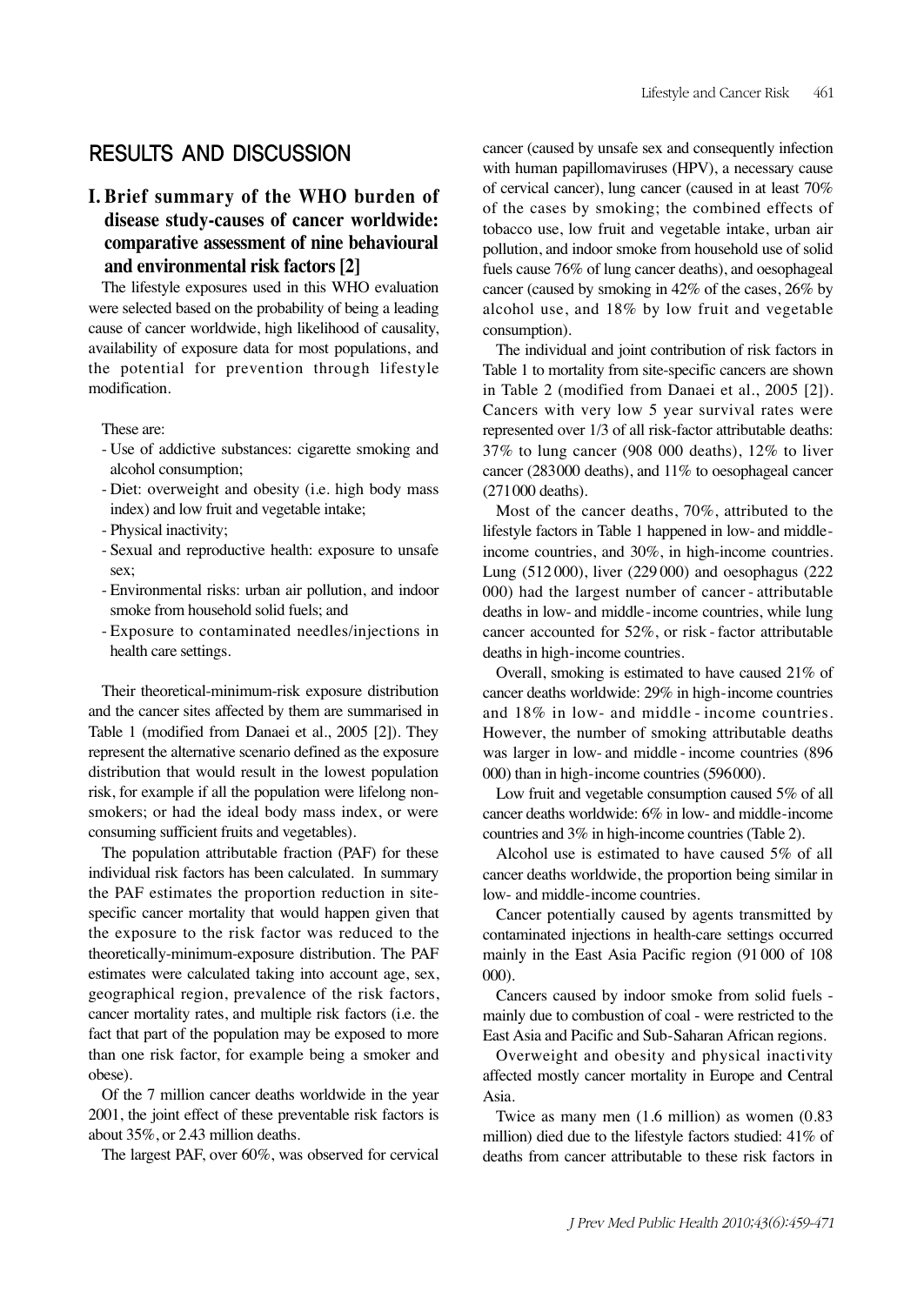# RESULTS AND DISCUSSION

## I. Brief summary of the WHO burden of disease study-causes of cancer worldwide: comparative assessment of nine behavioural and environmental risk factors [2]

The lifestyle exposures used in this WHO evaluation were selected based on the probability of being a leading cause of cancer worldwide, high likelihood of causality, availability of exposure data for most populations, and the potential for prevention through lifestyle modification.

These are:

- Use of addictive substances: cigarette smoking and alcohol consumption;
- Diet: overweight and obesity (i.e. high body mass index) and low fruit and vegetable intake;
- Physical inactivity;
- Sexual and reproductive health: exposure to unsafe sex;
- Environmental risks: urban air pollution, and indoor smoke from household solid fuels; and
- Exposure to contaminated needles/injections in health care settings.

Their theoretical-minimum-risk exposure distribution and the cancer sites affected by them are summarised in Table 1 (modified from Danaei et al., 2005 [2]). They represent the alternative scenario defined as the exposure distribution that would result in the lowest population risk, for example if all the population were lifelong non-smokers; or had the ideal body mass index, or were consuming sufficient fruits and vegetables).

The population attributable fraction (PAF) for these individual risk factors has been calculated. In summary the PAF estimates the proportion reduction in site-specific cancer mortality that would happen given that the exposure to the risk factor was reduced to the theoretically-minimum-exposure distribution. The PAF estimates were calculated taking into account age, sex, geographical region, prevalence of the risk factors, cancer mortality rates, and multiple risk factors (i.e. the fact that part of the population may be exposed to more than one risk factor, for example being a smoker and obese).

Of the 7 million cancer deaths worldwide in the year 2001, the joint effect of these preventable risk factors is about 35%, or 2.43 million deaths.

The largest PAF, over 60%, was observed for cervical cancer (caused by unsafe sex and consequently infection with human papillomaviruses (HPV), a necessary cause of cervical cancer), lung cancer (caused in at least 70% of the cases by smoking; the combined effects of tobacco use, low fruit and vegetable intake, urban air pollution, and indoor smoke from household use of solid fuels cause 76% of lung cancer deaths), and oesophageal cancer (caused by smoking in 42% of the cases, 26% by alcohol use, and 18% by low fruit and vegetable consumption).

The individual and joint contribution of risk factors in Table 1 to mortality from site-specific cancers are shown in Table 2 (modified from Danaei et al., 2005 [2]). Cancers with very low 5 year survival rates were represented over 1/3 of all risk-factor attributable deaths: 37% to lung cancer (908 000 deaths), 12% to liver cancer (283 000 deaths), and 11% to oesophageal cancer (271 000 deaths).

Most of the cancer deaths, 70%, attributed to the lifestyle factors in Table 1 happened in low- and middle-income countries, and 30%, in high-income countries. Lung (512 000), liver (229 000) and oesophagus (222 000) had the largest number of cancer - attributable deaths in low- and middle-income countries, while lung cancer accounted for 52%, or risk - factor attributable deaths in high-income countries.

Overall, smoking is estimated to have caused 21% of cancer deaths worldwide: 29% in high-income countries and 18% in low- and middle - income countries. However, the number of smoking attributable deaths was larger in low- and middle - income countries (896 000) than in high-income countries (596 000).

Low fruit and vegetable consumption caused 5% of all cancer deaths worldwide: 6% in low- and middle-income countries and 3% in high-income countries (Table 2).

Alcohol use is estimated to have caused 5% of all cancer deaths worldwide, the proportion being similar in low- and middle-income countries.

Cancer potentially caused by agents transmitted by contaminated injections in health-care settings occurred mainly in the East Asia Pacific region (91 000 of 108 000).

Cancers caused by indoor smoke from solid fuels - mainly due to combustion of coal - were restricted to the East Asia and Pacific and Sub-Saharan African regions.

Overweight and obesity and physical inactivity affected mostly cancer mortality in Europe and Central Asia.

Twice as many men (1.6 million) as women (0.83 million) died due to the lifestyle factors studied: 41% of deaths from cancer attributable to these risk factors in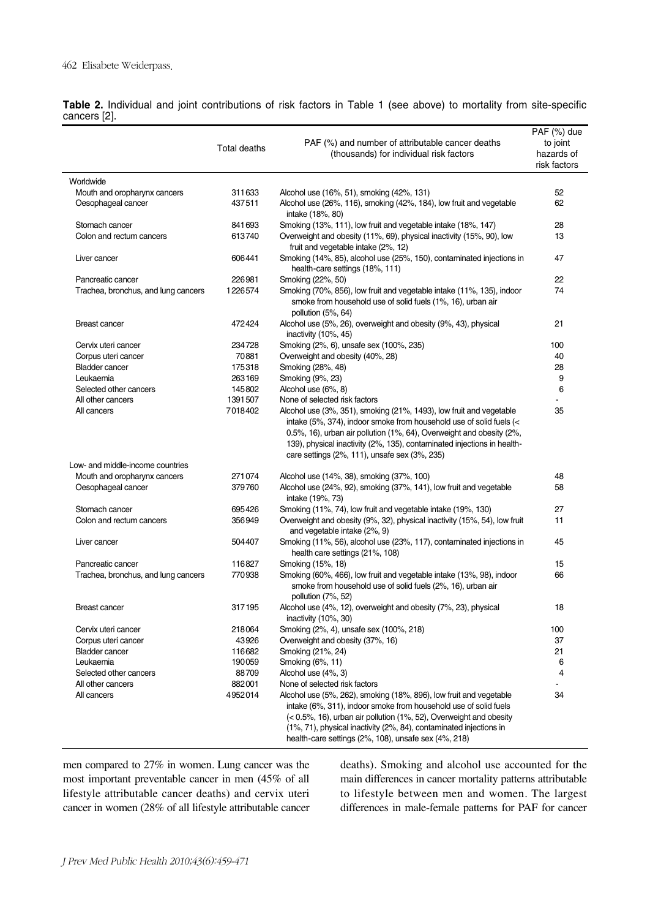**Table 2.** Individual and joint contributions of risk factors in Table 1 (see above) to mortality from site-specific cancers [2].

| | Total deaths | PAF (%) and number of attributable cancer deaths (thousands) for individual risk factors | PAF (%) due to joint hazards of risk factors |
|---|---|---|---|
| Worldwide | | | |
| Mouth and oropharynx cancers | 311633 | Alcohol use (16%, 51), smoking (42%, 131) | 52 |
| Oesophageal cancer | 437511 | Alcohol use (26%, 116), smoking (42%, 184), low fruit and vegetable intake (18%, 80) | 62 |
| Stomach cancer | 841693 | Smoking (13%, 111), low fruit and vegetable intake (18%, 147) | 28 |
| Colon and rectum cancers | 613740 | Overweight and obesity (11%, 69), physical inactivity (15%, 90), low fruit and vegetable intake (2%, 12) | 13 |
| Liver cancer | 606441 | Smoking (14%, 85), alcohol use (25%, 150), contaminated injections in health-care settings (18%, 111) | 47 |
| Pancreatic cancer | 226981 | Smoking (22%, 50) | 22 |
| Trachea, bronchus, and lung cancers | 1226574 | Smoking (70%, 856), low fruit and vegetable intake (11%, 135), indoor smoke from household use of solid fuels (1%, 16), urban air pollution (5%, 64) | 74 |
| Breast cancer | 472424 | Alcohol use (5%, 26), overweight and obesity (9%, 43), physical inactivity (10%, 45) | 21 |
| Cervix uteri cancer | 234728 | Smoking (2%, 6), unsafe sex (100%, 235) | 100 |
| Corpus uteri cancer | 70881 | Overweight and obesity (40%, 28) | 40 |
| Bladder cancer | 175318 | Smoking (28%, 48) | 28 |
| Leukaemia | 263169 | Smoking (9%, 23) | 9 |
| Selected other cancers | 145802 | Alcohol use (6%, 8) | 6 |
| All other cancers | 1391507 | None of selected risk factors | - |
| All cancers | 7018402 | Alcohol use (3%, 351), smoking (21%, 1493), low fruit and vegetable intake (5%, 374), indoor smoke from household use of solid fuels (< 0.5%, 16), urban air pollution (1%, 64), Overweight and obesity (2%, 139), physical inactivity (2%, 135), contaminated injections in health-care settings (2%, 111), unsafe sex (3%, 235) | 35 |
| Low- and middle-income countries | | | |
| Mouth and oropharynx cancers | 271074 | Alcohol use (14%, 38), smoking (37%, 100) | 48 |
| Oesophageal cancer | 379760 | Alcohol use (24%, 92), smoking (37%, 141), low fruit and vegetable intake (19%, 73) | 58 |
| Stomach cancer | 695426 | Smoking (11%, 74), low fruit and vegetable intake (19%, 130) | 27 |
| Colon and rectum cancers | 356949 | Overweight and obesity (9%, 32), physical inactivity (15%, 54), low fruit and vegetable intake (2%, 9) | 11 |
| Liver cancer | 504407 | Smoking (11%, 56), alcohol use (23%, 117), contaminated injections in health care settings (21%, 108) | 45 |
| Pancreatic cancer | 116827 | Smoking (15%, 18) | 15 |
| Trachea, bronchus, and lung cancers | 770938 | Smoking (60%, 466), low fruit and vegetable intake (13%, 98), indoor smoke from household use of solid fuels (2%, 16), urban air pollution (7%, 52) | 66 |
| Breast cancer | 317195 | Alcohol use (4%, 12), overweight and obesity (7%, 23), physical inactivity (10%, 30) | 18 |
| Cervix uteri cancer | 218064 | Smoking (2%, 4), unsafe sex (100%, 218) | 100 |
| Corpus uteri cancer | 43926 | Overweight and obesity (37%, 16) | 37 |
| Bladder cancer | 116682 | Smoking (21%, 24) | 21 |
| Leukaemia | 190059 | Smoking (6%, 11) | 6 |
| Selected other cancers | 88709 | Alcohol use (4%, 3) | 4 |
| All other cancers | 882001 | None of selected risk factors | - |
| All cancers | 4952014 | Alcohol use (5%, 262), smoking (18%, 896), low fruit and vegetable intake (6%, 311), indoor smoke from household use of solid fuels (< 0.5%, 16), urban air pollution (1%, 52), Overweight and obesity (1%, 71), physical inactivity (2%, 84), contaminated injections in health-care settings (2%, 108), unsafe sex (4%, 218) | 34 |

men compared to 27% in women. Lung cancer was the most important preventable cancer in men (45% of all lifestyle attributable cancer deaths) and cervix uteri cancer in women (28% of all lifestyle attributable cancer deaths). Smoking and alcohol use accounted for the main differences in cancer mortality patterns attributable to lifestyle between men and women. The largest differences in male-female patterns for PAF for cancer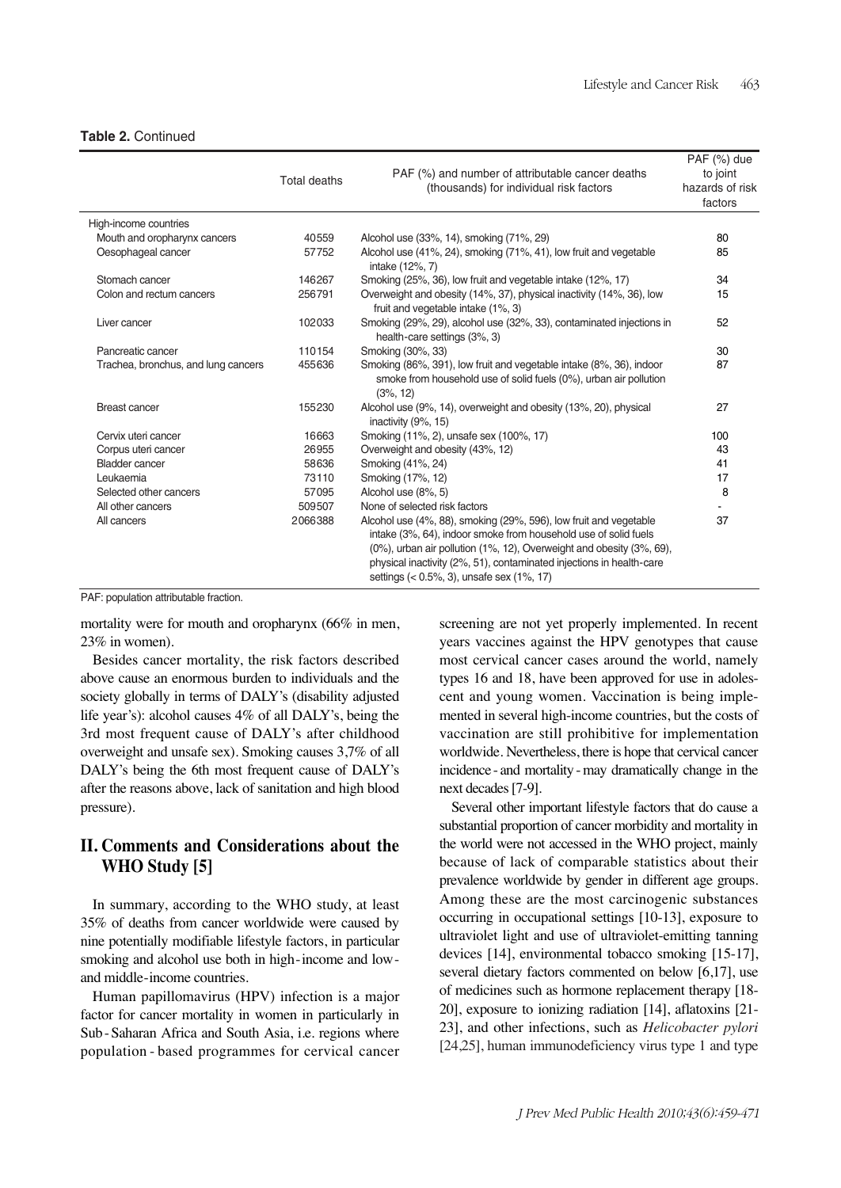**Table 2.** Continued

| | Total deaths | PAF (%) and number of attributable cancer deaths (thousands) for individual risk factors | PAF (%) due to joint hazards of risk factors |
|---|---|---|---|
| High-income countries | | | |
| Mouth and oropharynx cancers | 40559 | Alcohol use (33%, 14), smoking (71%, 29) | 80 |
| Oesophageal cancer | 57752 | Alcohol use (41%, 24), smoking (71%, 41), low fruit and vegetable intake (12%, 7) | 85 |
| Stomach cancer | 146267 | Smoking (25%, 36), low fruit and vegetable intake (12%, 17) | 34 |
| Colon and rectum cancers | 256791 | Overweight and obesity (14%, 37), physical inactivity (14%, 36), low fruit and vegetable intake (1%, 3) | 15 |
| Liver cancer | 102033 | Smoking (29%, 29), alcohol use (32%, 33), contaminated injections in health-care settings (3%, 3) | 52 |
| Pancreatic cancer | 110154 | Smoking (30%, 33) | 30 |
| Trachea, bronchus, and lung cancers | 455636 | Smoking (86%, 391), low fruit and vegetable intake (8%, 36), indoor smoke from household use of solid fuels (0%), urban air pollution (3%, 12) | 87 |
| Breast cancer | 155230 | Alcohol use (9%, 14), overweight and obesity (13%, 20), physical inactivity (9%, 15) | 27 |
| Cervix uteri cancer | 16663 | Smoking (11%, 2), unsafe sex (100%, 17) | 100 |
| Corpus uteri cancer | 26955 | Overweight and obesity (43%, 12) | 43 |
| Bladder cancer | 58636 | Smoking (41%, 24) | 41 |
| Leukaemia | 73110 | Smoking (17%, 12) | 17 |
| Selected other cancers | 57095 | Alcohol use (8%, 5) | 8 |
| All other cancers | 509507 | None of selected risk factors | - |
| All cancers | 2066388 | Alcohol use (4%, 88), smoking (29%, 596), low fruit and vegetable intake (3%, 64), indoor smoke from household use of solid fuels (0%), urban air pollution (1%, 12), Overweight and obesity (3%, 69), physical inactivity (2%, 51), contaminated injections in health-care settings (< 0.5%, 3), unsafe sex (1%, 17) | 37 |

PAF: population attributable fraction.

mortality were for mouth and oropharynx (66% in men, 23% in women).

Besides cancer mortality, the risk factors described above cause an enormous burden to individuals and the society globally in terms of DALY's (disability adjusted life year's): alcohol causes 4% of all DALY's, being the 3rd most frequent cause of DALY's after childhood overweight and unsafe sex). Smoking causes 3,7% of all DALY's being the 6th most frequent cause of DALY's after the reasons above, lack of sanitation and high blood pressure).

## II. Comments and Considerations about the WHO Study [5]

In summary, according to the WHO study, at least 35% of deaths from cancer worldwide were caused by nine potentially modifiable lifestyle factors, in particular smoking and alcohol use both in high-income and low- and middle-income countries.

Human papillomavirus (HPV) infection is a major factor for cancer mortality in women in particularly in Sub-Saharan Africa and South Asia, i.e. regions where population-based programmes for cervical cancer screening are not yet properly implemented. In recent years vaccines against the HPV genotypes that cause most cervical cancer cases around the world, namely types 16 and 18, have been approved for use in adolescent and young women. Vaccination is being implemented in several high-income countries, but the costs of vaccination are still prohibitive for implementation worldwide. Nevertheless, there is hope that cervical cancer incidence - and mortality - may dramatically change in the next decades [7-9].

Several other important lifestyle factors that do cause a substantial proportion of cancer morbidity and mortality in the world were not accessed in the WHO project, mainly because of lack of comparable statistics about their prevalence worldwide by gender in different age groups. Among these are the most carcinogenic substances occurring in occupational settings [10-13], exposure to ultraviolet light and use of ultraviolet-emitting tanning devices [14], environmental tobacco smoking [15-17], several dietary factors commented on below [6,17], use of medicines such as hormone replacement therapy [18-20], exposure to ionizing radiation [14], aflatoxins [21-23], and other infections, such as *Helicobacter pylori* [24,25], human immunodeficiency virus type 1 and type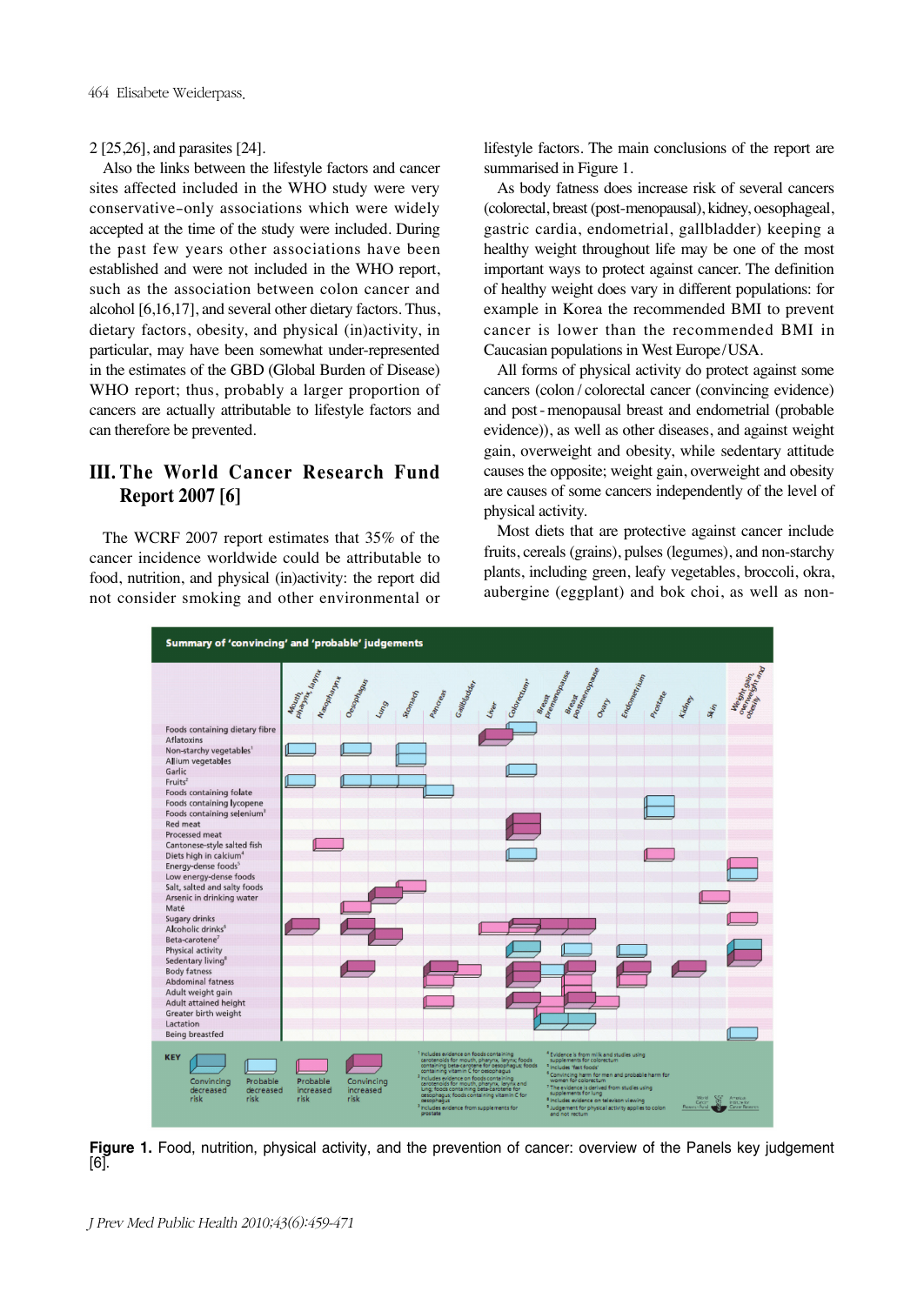2 [25,26], and parasites [24].

Also the links between the lifestyle factors and cancer sites affected included in the WHO study were very conservative-only associations which were widely accepted at the time of the study were included. During the past few years other associations have been established and were not included in the WHO report, such as the association between colon cancer and alcohol [6,16,17], and several other dietary factors. Thus, dietary factors, obesity, and physical (in)activity, in particular, may have been somewhat under-represented in the estimates of the GBD (Global Burden of Disease) WHO report; thus, probably a larger proportion of cancers are actually attributable to lifestyle factors and can therefore be prevented.

## III. The World Cancer Research Fund Report 2007 [6]

The WCRF 2007 report estimates that 35% of the cancer incidence worldwide could be attributable to food, nutrition, and physical (in)activity: the report did not consider smoking and other environmental or lifestyle factors. The main conclusions of the report are summarised in Figure 1.

As body fatness does increase risk of several cancers (colorectal, breast (post-menopausal), kidney, oesophageal, gastric cardia, endometrial, gallbladder) keeping a healthy weight throughout life may be one of the most important ways to protect against cancer. The definition of healthy weight does vary in different populations: for example in Korea the recommended BMI to prevent cancer is lower than the recommended BMI in Caucasian populations in West Europe/USA.

All forms of physical activity do protect against some cancers (colon / colorectal cancer (convincing evidence) and post-menopausal breast and endometrial (probable evidence)), as well as other diseases, and against weight gain, overweight and obesity, while sedentary attitude causes the opposite; weight gain, overweight and obesity are causes of some cancers independently of the level of physical activity.

Most diets that are protective against cancer include fruits, cereals (grains), pulses (legumes), and non-starchy plants, including green, leafy vegetables, broccoli, okra, aubergine (eggplant) and bok choi, as well as non-

**Figure 1.** Food, nutrition, physical activity, and the prevention of cancer: overview of the Panels key judgement [6].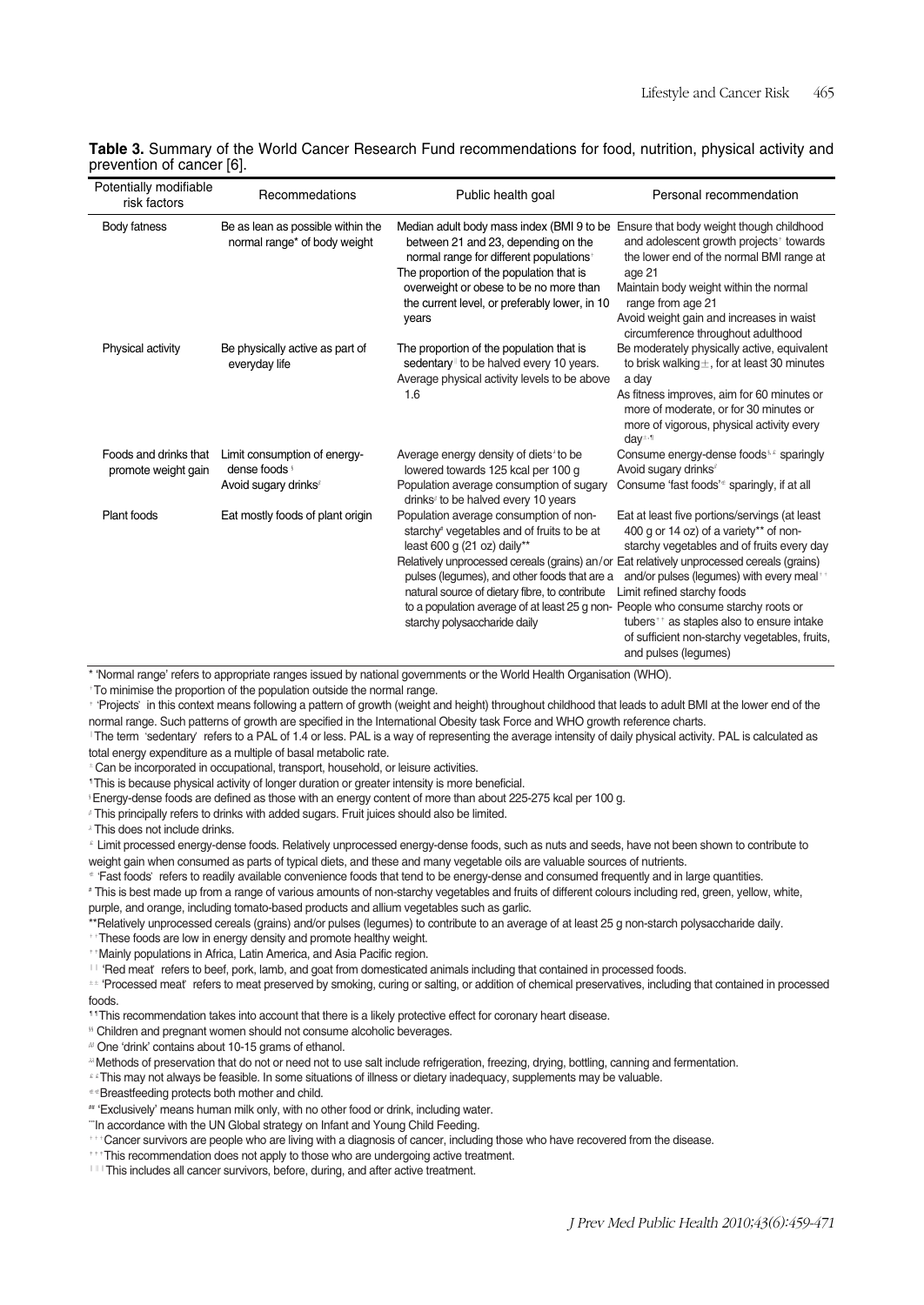**Table 3.** Summary of the World Cancer Research Fund recommendations for food, nutrition, physical activity and prevention of cancer [6].

| Potentially modifiable risk factors | Recommendations | Public health goal | Personal recommendation |
|---|---|---|---|
| Body fatness | Be as lean as possible within the normal range* of body weight | Median adult body mass index (BMI 9 to be between 21 and 23, depending on the normal range for different populations† The proportion of the population that is overweight or obese to be no more than the current level, or preferably lower, in 10 years | Ensure that body weight though childhood and adolescent growth projects‡ towards the lower end of the normal BMI range at age 21 Maintain body weight within the normal range from age 21 Avoid weight gain and increases in waist circumference throughout adulthood |
| Physical activity | Be physically active as part of everyday life | The proportion of the population that is sedentary§ to be halved every 10 years. Average physical activity levels to be above 1.6 | Be moderately physically active, equivalent to brisk walking‖, for at least 30 minutes a day As fitness improves, aim for 60 minutes or more of moderate, or for 30 minutes or more of vigorous, physical activity every day‖,¶ |
| Foods and drinks that promote weight gain | Limit consumption of energy-dense foods § Avoid sugary drinks‖ | Average energy density of diets‖ to be lowered towards 125 kcal per 100 g Population average consumption of sugary drinks‖ to be halved every 10 years | Consume energy-dense foods§,‖ sparingly Avoid sugary drinks‖ Consume 'fast foods'‖ sparingly, if at all |
| Plant foods | Eat mostly foods of plant origin | Population average consumption of non-starchy# vegetables and of fruits to be at least 600 g (21 oz) daily** Relatively unprocessed cereals (grains) an/or pulses (legumes), and other foods that are a natural source of dietary fibre, to contribute to a population average of at least 25 g non-starchy polysaccharide daily | Eat at least five portions/servings (at least 400 g or 14 oz) of a variety** of non-starchy vegetables and of fruits every day Eat relatively unprocessed cereals (grains) and/or pulses (legumes) with every meal†† Limit refined starchy foods People who consume starchy roots or tubers‡‡ as staples also to ensure intake of sufficient non-starchy vegetables, fruits, and pulses (legumes) |

\* 'Normal range' refers to appropriate ranges issued by national governments or the World Health Organisation (WHO).

† To minimise the proportion of the population outside the normal range.

‡ 'Projects' in this context means following a pattern of growth (weight and height) throughout childhood that leads to adult BMI at the lower end of the normal range. Such patterns of growth are specified in the International Obesity task Force and WHO growth reference charts.

§ The term 'sedentary' refers to a PAL of 1.4 or less. PAL is a way of representing the average intensity of daily physical activity. PAL is calculated as total energy expenditure as a multiple of basal metabolic rate.

‖ Can be incorporated in occupational, transport, household, or leisure activities.

¶ This is because physical activity of longer duration or greater intensity is more beneficial.

§ Energy-dense foods are defined as those with an energy content of more than about 225-275 kcal per 100 g.

‖ This principally refers to drinks with added sugars. Fruit juices should also be limited.

‖ This does not include drinks.

‖ Limit processed energy-dense foods. Relatively unprocessed energy-dense foods, such as nuts and seeds, have not been shown to contribute to weight gain when consumed as parts of typical diets, and these and many vegetable oils are valuable sources of nutrients.

‖ 'Fast foods' refers to readily available convenience foods that tend to be energy-dense and consumed frequently and in large quantities.

\# This is best made up from a range of various amounts of non-starchy vegetables and fruits of different colours including red, green, yellow, white, purple, and orange, including tomato-based products and allium vegetables such as garlic.

\*\*Relatively unprocessed cereals (grains) and/or pulses (legumes) to contribute to an average of at least 25 g non-starch polysaccharide daily.

†† These foods are low in energy density and promote healthy weight.

‡‡ Mainly populations in Africa, Latin America, and Asia Pacific region.

§§ 'Red meat' refers to beef, pork, lamb, and goat from domesticated animals including that contained in processed foods.

‖‖ 'Processed meat' refers to meat preserved by smoking, curing or salting, or addition of chemical preservatives, including that contained in processed foods.

¶¶ This recommendation takes into account that there is a likely protective effect for coronary heart disease.

‖ Children and pregnant women should not consume alcoholic beverages.

‖ One 'drink' contains about 10-15 grams of ethanol.

‖ Methods of preservation that do not or need not to use salt include refrigeration, freezing, drying, bottling, canning and fermentation.

‖ This may not always be feasible. In some situations of illness or dietary inadequacy, supplements may be valuable.

‖ Breastfeeding protects both mother and child.

\## 'Exclusively' means human milk only, with no other food or drink, including water.

\*\*\* In accordance with the UN Global strategy on Infant and Young Child Feeding.

††† Cancer survivors are people who are living with a diagnosis of cancer, including those who have recovered from the disease.

‡‡‡ This recommendation does not apply to those who are undergoing active treatment.

§§§ This includes all cancer survivors, before, during, and after active treatment.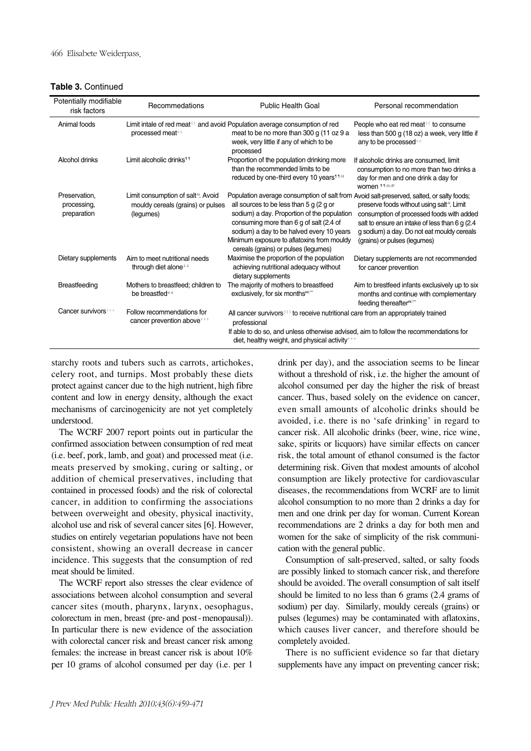**Table 3.** Continued

| Potentially modifiable risk factors | Recommedations | Public Health Goal | Personal recommendation |
|---|---|---|---|
| Animal foods | Limit intale of red meat[‖] and avoid processed meat[‡‡] | Population average consumption of red meat to be no more than 300 g (11 oz 9 a week, very little if any of which to be processed | People who eat red meat[‖] to consume less than 500 g (18 oz) a week, very little if any to be processed[‡‡] |
| Alcohol drinks | Limit alcoholic drinks[¶¶] | Proportion of the population drinking more than the recommended limits to be reduced by one-third every 10 years[¶¶,§§] | If alcoholic drinks are consumed, limit consumption to no more than two drinks a day for men and one drink a day for women [¶¶,§§,‖‖] |
| Preservation, processing, preparation | Limit consumption of salt[##]. Avoid mouldy cereals (grains) or pulses (legumes) | Population average consumption of salt from all sources to be less than 5 g (2 g or sodium) a day. Proportion of the population consuming more than 6 g of salt (2.4 of sodium) a day to be halved every 10 years Minimum exposure to aflatoxins from mouldy cereals (grains) or pulses (legumes) | Avoid salt-preserved, salted, or salty foods; preserve foods without using salt[##]. Limit consumption of processed foods with added salt to ensure an intake of less than 6 g (2.4 g sodium) a day. Do not eat mouldy cereals (grains) or pulses (legumes) |
| Dietary supplements | Aim to meet nutritional needs through diet alone[**] | Maximise the proportion of the population achieving nutritional adequacy without dietary supplements | Dietary supplements are not recommended for cancer prevention |
| Breastfeeding | Mothers to breastfeed; children to be breastfed[††] | The majority of mothers to breastfeed exclusively, for six months[‡‡,†††] | Aim to brestfeed infants exclusively up to six months and continue with complementary feeding thereafter[‡‡,†††] |
| Cancer survivors[‡‡‡] | Follow recommendations for cancer prevention above[‡‡‡] | All cancer survivors[‖‖] to receive nutritional care from an appropriately trained professional<br>If able to do so, and unless otherwise advised, aim to follow the recommendations for diet, healthy weight, and physical activity[‡‡‡] | |

starchy roots and tubers such as carrots, artichokes, celery root, and turnips. Most probably these diets protect against cancer due to the high nutrient, high fibre content and low in energy density, although the exact mechanisms of carcinogenicity are not yet completely understood.

The WCRF 2007 report points out in particular the confirmed association between consumption of red meat (i.e. beef, pork, lamb, and goat) and processed meat (i.e. meats preserved by smoking, curing or salting, or addition of chemical preservatives, including that contained in processed foods) and the risk of colorectal cancer, in addition to confirming the associations between overweight and obesity, physical inactivity, alcohol use and risk of several cancer sites [6]. However, studies on entirely vegetarian populations have not been consistent, showing an overall decrease in cancer incidence. This suggests that the consumption of red meat should be limited.

The WCRF report also stresses the clear evidence of associations between alcohol consumption and several cancer sites (mouth, pharynx, larynx, oesophagus, colorectum in men, breast (pre- and post-menopausal)). In particular there is new evidence of the association with colorectal cancer risk and breast cancer risk among females: the increase in breast cancer risk is about 10% per 10 grams of alcohol consumed per day (i.e. per 1 drink per day), and the association seems to be linear without a threshold of risk, i.e. the higher the amount of alcohol consumed per day the higher the risk of breast cancer. Thus, based solely on the evidence on cancer, even small amounts of alcoholic drinks should be avoided, i.e. there is no 'safe drinking' in regard to cancer risk. All alcoholic drinks (beer, wine, rice wine, sake, spirits or licquors) have similar effects on cancer risk, the total amount of ethanol consumed is the factor determining risk. Given that modest amounts of alcohol consumption are likely protective for cardiovascular diseases, the recommendations from WCRF are to limit alcohol consumption to no more than 2 drinks a day for men and one drink per day for woman. Current Korean recommendations are 2 drinks a day for both men and women for the sake of simplicity of the risk communication with the general public.

Consumption of salt-preserved, salted, or salty foods are possibly linked to stomach cancer risk, and therefore should be avoided. The overall consumption of salt itself should be limited to no less than 6 grams (2.4 grams of sodium) per day. Similarly, mouldy cereals (grains) or pulses (legumes) may be contaminated with aflatoxins, which causes liver cancer, and therefore should be completely avoided.

There is no sufficient evidence so far that dietary supplements have any impact on preventing cancer risk;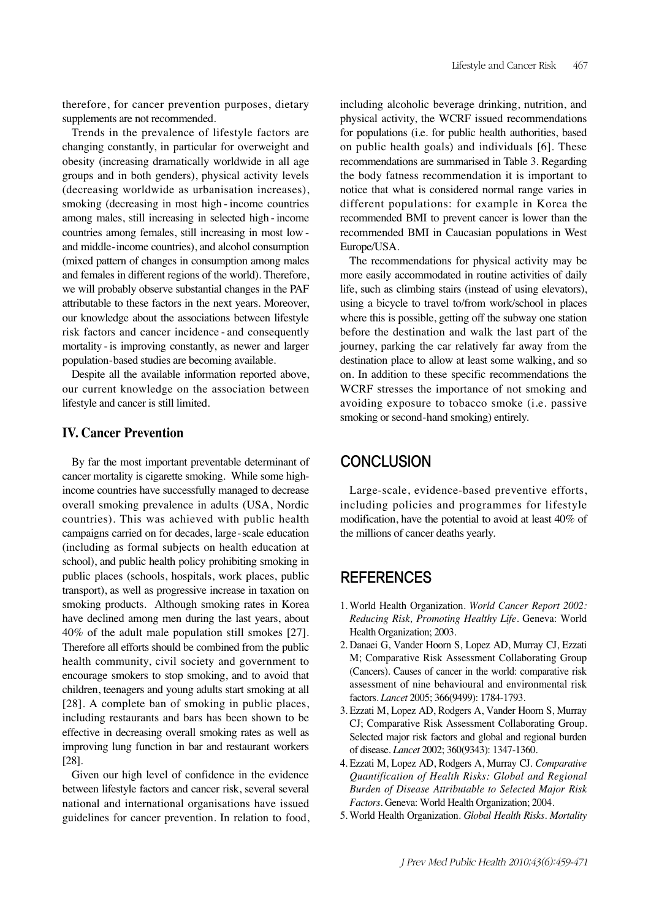therefore, for cancer prevention purposes, dietary supplements are not recommended.

Trends in the prevalence of lifestyle factors are changing constantly, in particular for overweight and obesity (increasing dramatically worldwide in all age groups and in both genders), physical activity levels (decreasing worldwide as urbanisation increases), smoking (decreasing in most high-income countries among males, still increasing in selected high-income countries among females, still increasing in most low-and middle-income countries), and alcohol consumption (mixed pattern of changes in consumption among males and females in different regions of the world). Therefore, we will probably observe substantial changes in the PAF attributable to these factors in the next years. Moreover, our knowledge about the associations between lifestyle risk factors and cancer incidence - and consequently mortality - is improving constantly, as newer and larger population-based studies are becoming available.

Despite all the available information reported above, our current knowledge on the association between lifestyle and cancer is still limited.

## IV. Cancer Prevention

By far the most important preventable determinant of cancer mortality is cigarette smoking. While some high-income countries have successfully managed to decrease overall smoking prevalence in adults (USA, Nordic countries). This was achieved with public health campaigns carried on for decades, large-scale education (including as formal subjects on health education at school), and public health policy prohibiting smoking in public places (schools, hospitals, work places, public transport), as well as progressive increase in taxation on smoking products. Although smoking rates in Korea have declined among men during the last years, about 40% of the adult male population still smokes [27]. Therefore all efforts should be combined from the public health community, civil society and government to encourage smokers to stop smoking, and to avoid that children, teenagers and young adults start smoking at all [28]. A complete ban of smoking in public places, including restaurants and bars has been shown to be effective in decreasing overall smoking rates as well as improving lung function in bar and restaurant workers [28].

Given our high level of confidence in the evidence between lifestyle factors and cancer risk, several several national and international organisations have issued guidelines for cancer prevention. In relation to food, including alcoholic beverage drinking, nutrition, and physical activity, the WCRF issued recommendations for populations (i.e. for public health authorities, based on public health goals) and individuals [6]. These recommendations are summarised in Table 3. Regarding the body fatness recommendation it is important to notice that what is considered normal range varies in different populations: for example in Korea the recommended BMI to prevent cancer is lower than the recommended BMI in Caucasian populations in West Europe/USA.

The recommendations for physical activity may be more easily accommodated in routine activities of daily life, such as climbing stairs (instead of using elevators), using a bicycle to travel to/from work/school in places where this is possible, getting off the subway one station before the destination and walk the last part of the journey, parking the car relatively far away from the destination place to allow at least some walking, and so on. In addition to these specific recommendations the WCRF stresses the importance of not smoking and avoiding exposure to tobacco smoke (i.e. passive smoking or second-hand smoking) entirely.

# CONCLUSION

Large-scale, evidence-based preventive efforts, including policies and programmes for lifestyle modification, have the potential to avoid at least 40% of the millions of cancer deaths yearly.

# REFERENCES

1. World Health Organization. *World Cancer Report 2002: Reducing Risk, Promoting Healthy Life*. Geneva: World Health Organization; 2003.
2. Danaei G, Vander Hoorn S, Lopez AD, Murray CJ, Ezzati M; Comparative Risk Assessment Collaborating Group (Cancers). Causes of cancer in the world: comparative risk assessment of nine behavioural and environmental risk factors. *Lancet* 2005; 366(9499): 1784-1793.
3. Ezzati M, Lopez AD, Rodgers A, Vander Hoorn S, Murray CJ; Comparative Risk Assessment Collaborating Group. Selected major risk factors and global and regional burden of disease. *Lancet* 2002; 360(9343): 1347-1360.
4. Ezzati M, Lopez AD, Rodgers A, Murray CJ. *Comparative Quantification of Health Risks: Global and Regional Burden of Disease Attributable to Selected Major Risk Factors*. Geneva: World Health Organization; 2004.
5. World Health Organization. *Global Health Risks. Mortality*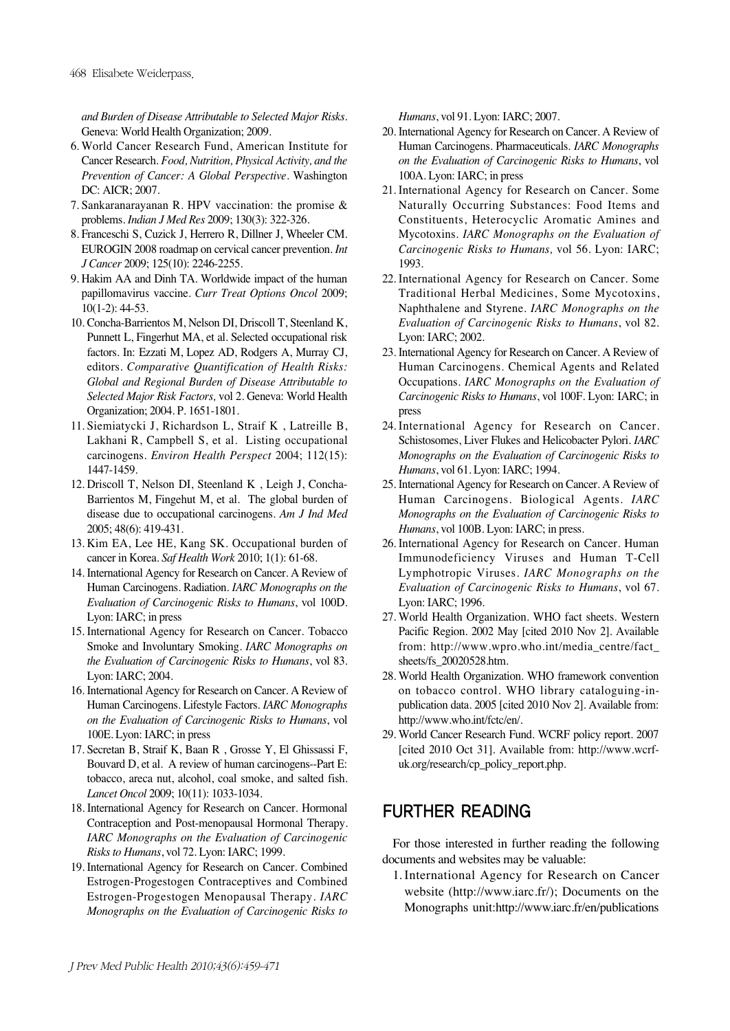*and Burden of Disease Attributable to Selected Major Risks*. Geneva: World Health Organization; 2009.

6. World Cancer Research Fund, American Institute for Cancer Research. *Food, Nutrition, Physical Activity, and the Prevention of Cancer: A Global Perspective*. Washington DC: AICR; 2007.
7. Sankaranarayanan R. HPV vaccination: the promise & problems. *Indian J Med Res* 2009; 130(3): 322-326.
8. Franceschi S, Cuzick J, Herrero R, Dillner J, Wheeler CM. EUROGIN 2008 roadmap on cervical cancer prevention. *Int J Cancer* 2009; 125(10): 2246-2255.
9. Hakim AA and Dinh TA. Worldwide impact of the human papillomavirus vaccine. *Curr Treat Options Oncol* 2009; 10(1-2): 44-53.
10. Concha-Barrientos M, Nelson DI, Driscoll T, Steenland K, Punnett L, Fingerhut MA, et al. Selected occupational risk factors. In: Ezzati M, Lopez AD, Rodgers A, Murray CJ, editors. *Comparative Quantification of Health Risks: Global and Regional Burden of Disease Attributable to Selected Major Risk Factors,* vol 2. Geneva: World Health Organization; 2004. P. 1651-1801.
11. Siemiatycki J, Richardson L, Straif K , Latreille B, Lakhani R, Campbell S, et al. Listing occupational carcinogens. *Environ Health Perspect* 2004; 112(15): 1447-1459.
12. Driscoll T, Nelson DI, Steenland K , Leigh J, Concha-Barrientos M, Fingehut M, et al. The global burden of disease due to occupational carcinogens. *Am J Ind Med* 2005; 48(6): 419-431.
13. Kim EA, Lee HE, Kang SK. Occupational burden of cancer in Korea. *Saf Health Work* 2010; 1(1): 61-68.
14. International Agency for Research on Cancer. A Review of Human Carcinogens. Radiation. *IARC Monographs on the Evaluation of Carcinogenic Risks to Humans*, vol 100D. Lyon: IARC; in press
15. International Agency for Research on Cancer. Tobacco Smoke and Involuntary Smoking. *IARC Monographs on the Evaluation of Carcinogenic Risks to Humans*, vol 83. Lyon: IARC; 2004.
16. International Agency for Research on Cancer. A Review of Human Carcinogens. Lifestyle Factors. *IARC Monographs on the Evaluation of Carcinogenic Risks to Humans*, vol 100E. Lyon: IARC; in press
17. Secretan B, Straif K, Baan R , Grosse Y, El Ghissassi F, Bouvard D, et al. A review of human carcinogens--Part E: tobacco, areca nut, alcohol, coal smoke, and salted fish. *Lancet Oncol* 2009; 10(11): 1033-1034.
18. International Agency for Research on Cancer. Hormonal Contraception and Post-menopausal Hormonal Therapy. *IARC Monographs on the Evaluation of Carcinogenic Risks to Humans*, vol 72. Lyon: IARC; 1999.
19. International Agency for Research on Cancer. Combined Estrogen-Progestogen Contraceptives and Combined Estrogen-Progestogen Menopausal Therapy. *IARC Monographs on the Evaluation of Carcinogenic Risks to Humans*, vol 91. Lyon: IARC; 2007.
20. International Agency for Research on Cancer. A Review of Human Carcinogens. Pharmaceuticals. *IARC Monographs on the Evaluation of Carcinogenic Risks to Humans*, vol 100A. Lyon: IARC; in press
21. International Agency for Research on Cancer. Some Naturally Occurring Substances: Food Items and Constituents, Heterocyclic Aromatic Amines and Mycotoxins. *IARC Monographs on the Evaluation of Carcinogenic Risks to Humans,* vol 56. Lyon: IARC; 1993.
22. International Agency for Research on Cancer. Some Traditional Herbal Medicines, Some Mycotoxins, Naphthalene and Styrene. *IARC Monographs on the Evaluation of Carcinogenic Risks to Humans*, vol 82. Lyon: IARC; 2002.
23. International Agency for Research on Cancer. A Review of Human Carcinogens. Chemical Agents and Related Occupations. *IARC Monographs on the Evaluation of Carcinogenic Risks to Humans*, vol 100F. Lyon: IARC; in press
24. International Agency for Research on Cancer. Schistosomes, Liver Flukes and Helicobacter Pylori. *IARC Monographs on the Evaluation of Carcinogenic Risks to Humans*, vol 61. Lyon: IARC; 1994.
25. International Agency for Research on Cancer. A Review of Human Carcinogens. Biological Agents. *IARC Monographs on the Evaluation of Carcinogenic Risks to Humans*, vol 100B. Lyon: IARC; in press.
26. International Agency for Research on Cancer. Human Immunodeficiency Viruses and Human T-Cell Lymphotropic Viruses. *IARC Monographs on the Evaluation of Carcinogenic Risks to Humans*, vol 67. Lyon: IARC; 1996.
27. World Health Organization. WHO fact sheets. Western Pacific Region. 2002 May [cited 2010 Nov 2]. Available from: http://www.wpro.who.int/media_centre/fact_sheets/fs_20020528.htm.
28. World Health Organization. WHO framework convention on tobacco control. WHO library cataloguing-in-publication data. 2005 [cited 2010 Nov 2]. Available from: http://www.who.int/fctc/en/.
29. World Cancer Research Fund. WCRF policy report. 2007 [cited 2010 Oct 31]. Available from: http://www.wcrf-uk.org/research/cp_policy_report.php.

## FURTHER READING

For those interested in further reading the following documents and websites may be valuable:

1. International Agency for Research on Cancer website (http://www.iarc.fr/); Documents on the Monographs unit:http://www.iarc.fr/en/publications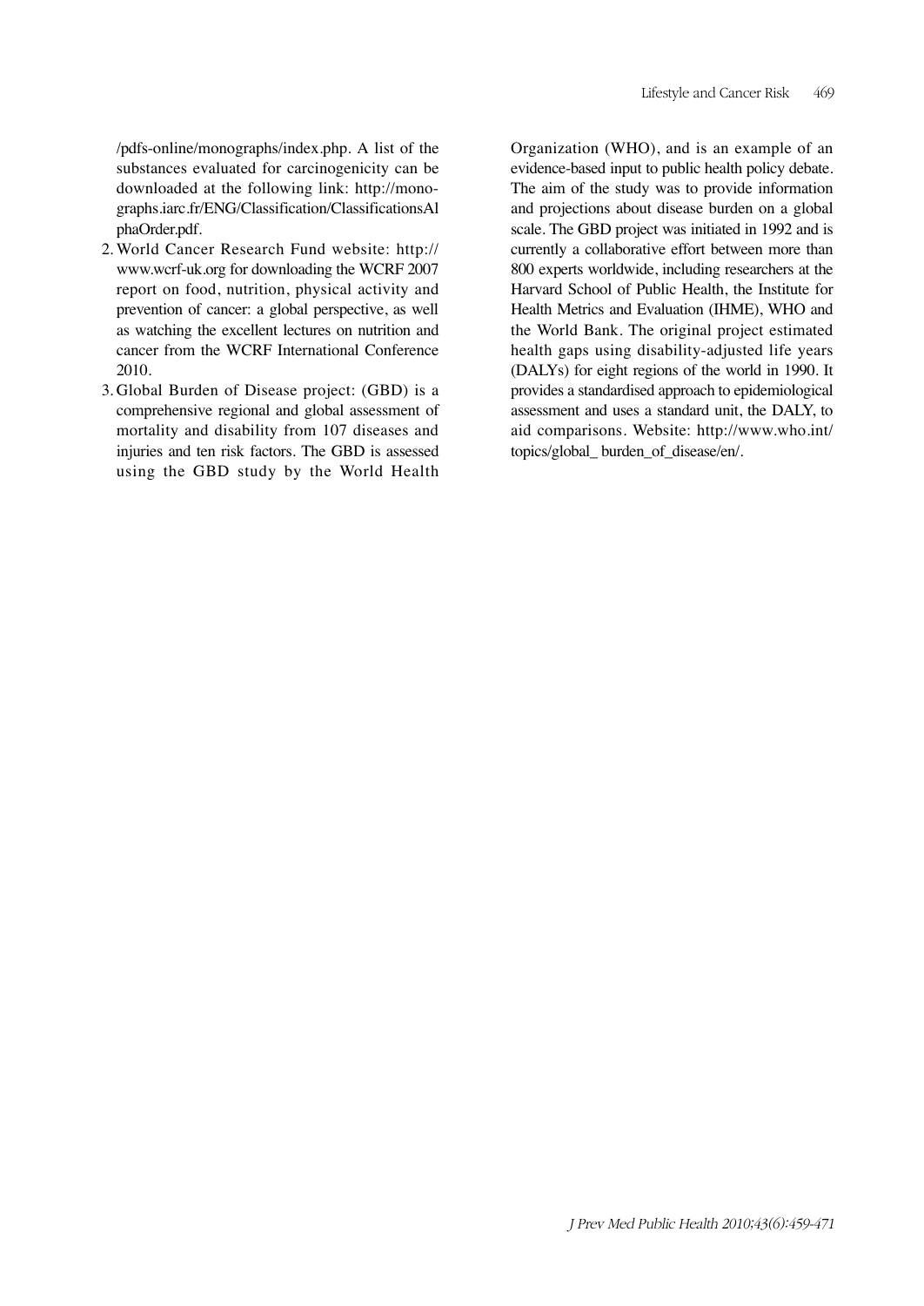/pdfs-online/monographs/index.php. A list of the substances evaluated for carcinogenicity can be downloaded at the following link: http://monographs.iarc.fr/ENG/Classification/ClassificationsAlphaOrder.pdf.

2. World Cancer Research Fund website: http://www.wcrf-uk.org for downloading the WCRF 2007 report on food, nutrition, physical activity and prevention of cancer: a global perspective, as well as watching the excellent lectures on nutrition and cancer from the WCRF International Conference 2010.
3. Global Burden of Disease project: (GBD) is a comprehensive regional and global assessment of mortality and disability from 107 diseases and injuries and ten risk factors. The GBD is assessed using the GBD study by the World Health Organization (WHO), and is an example of an evidence-based input to public health policy debate. The aim of the study was to provide information and projections about disease burden on a global scale. The GBD project was initiated in 1992 and is currently a collaborative effort between more than 800 experts worldwide, including researchers at the Harvard School of Public Health, the Institute for Health Metrics and Evaluation (IHME), WHO and the World Bank. The original project estimated health gaps using disability-adjusted life years (DALYs) for eight regions of the world in 1990. It provides a standardised approach to epidemiological assessment and uses a standard unit, the DALY, to aid comparisons. Website: http://www.who.int/topics/global_ burden_of_disease/en/.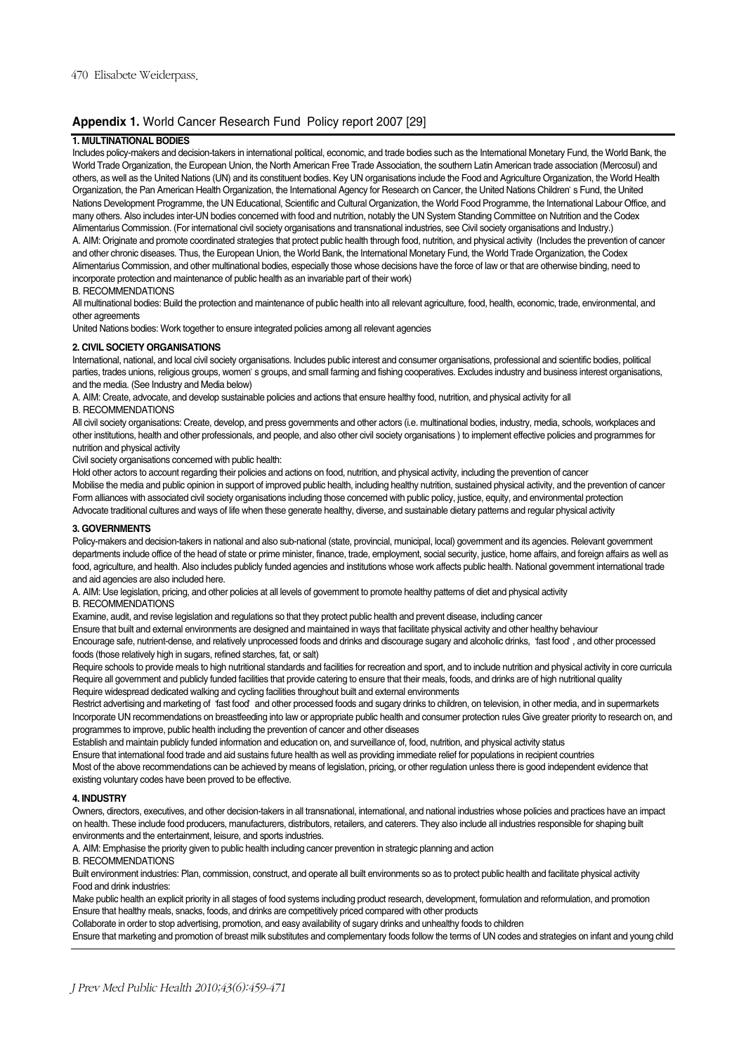## Appendix 1. World Cancer Research Fund Policy report 2007 [29]

**1. MULTINATIONAL BODIES**

Includes policy-makers and decision-takers in international political, economic, and trade bodies such as the International Monetary Fund, the World Bank, the World Trade Organization, the European Union, the North American Free Trade Association, the southern Latin American trade association (Mercosul) and others, as well as the United Nations (UN) and its constituent bodies. Key UN organisations include the Food and Agriculture Organization, the World Health Organization, the Pan American Health Organization, the International Agency for Research on Cancer, the United Nations Children' s Fund, the United Nations Development Programme, the UN Educational, Scientific and Cultural Organization, the World Food Programme, the International Labour Office, and many others. Also includes inter-UN bodies concerned with food and nutrition, notably the UN System Standing Committee on Nutrition and the Codex Alimentarius Commission. (For international civil society organisations and transnational industries, see Civil society organisations and Industry.)

A. AIM: Originate and promote coordinated strategies that protect public health through food, nutrition, and physical activity (Includes the prevention of cancer and other chronic diseases. Thus, the European Union, the World Bank, the International Monetary Fund, the World Trade Organization, the Codex Alimentarius Commission, and other multinational bodies, especially those whose decisions have the force of law or that are otherwise binding, need to incorporate protection and maintenance of public health as an invariable part of their work)

B. RECOMMENDATIONS

All multinational bodies: Build the protection and maintenance of public health into all relevant agriculture, food, health, economic, trade, environmental, and other agreements

United Nations bodies: Work together to ensure integrated policies among all relevant agencies

**2. CIVIL SOCIETY ORGANISATIONS**

International, national, and local civil society organisations. Includes public interest and consumer organisations, professional and scientific bodies, political parties, trades unions, religious groups, women' s groups, and small farming and fishing cooperatives. Excludes industry and business interest organisations, and the media. (See Industry and Media below)

A. AIM: Create, advocate, and develop sustainable policies and actions that ensure healthy food, nutrition, and physical activity for all

B. RECOMMENDATIONS

All civil society organisations: Create, develop, and press governments and other actors (i.e. multinational bodies, industry, media, schools, workplaces and other institutions, health and other professionals, and people, and also other civil society organisations ) to implement effective policies and programmes for nutrition and physical activity

Civil society organisations concerned with public health:

Hold other actors to account regarding their policies and actions on food, nutrition, and physical activity, including the prevention of cancer

Mobilise the media and public opinion in support of improved public health, including healthy nutrition, sustained physical activity, and the prevention of cancer

Form alliances with associated civil society organisations including those concerned with public policy, justice, equity, and environmental protection

Advocate traditional cultures and ways of life when these generate healthy, diverse, and sustainable dietary patterns and regular physical activity

**3. GOVERNMENTS**

Policy-makers and decision-takers in national and also sub-national (state, provincial, municipal, local) government and its agencies. Relevant government departments include office of the head of state or prime minister, finance, trade, employment, social security, justice, home affairs, and foreign affairs as well as food, agriculture, and health. Also includes publicly funded agencies and institutions whose work affects public health. National government international trade and aid agencies are also included here.

A. AIM: Use legislation, pricing, and other policies at all levels of government to promote healthy patterns of diet and physical activity

B. RECOMMENDATIONS

Examine, audit, and revise legislation and regulations so that they protect public health and prevent disease, including cancer

Ensure that built and external environments are designed and maintained in ways that facilitate physical activity and other healthy behaviour

Encourage safe, nutrient-dense, and relatively unprocessed foods and drinks and discourage sugary and alcoholic drinks, 'fast food' , and other processed foods (those relatively high in sugars, refined starches, fat, or salt)

Require schools to provide meals to high nutritional standards and facilities for recreation and sport, and to include nutrition and physical activity in core curricula

Require all government and publicly funded facilities that provide catering to ensure that their meals, foods, and drinks are of high nutritional quality

Require widespread dedicated walking and cycling facilities throughout built and external environments

Restrict advertising and marketing of 'fast food' and other processed foods and sugary drinks to children, on television, in other media, and in supermarkets

Incorporate UN recommendations on breastfeeding into law or appropriate public health and consumer protection rules Give greater priority to research on, and programmes to improve, public health including the prevention of cancer and other diseases

Establish and maintain publicly funded information and education on, and surveillance of, food, nutrition, and physical activity status

Ensure that international food trade and aid sustains future health as well as providing immediate relief for populations in recipient countries

Most of the above recommendations can be achieved by means of legislation, pricing, or other regulation unless there is good independent evidence that existing voluntary codes have been proved to be effective.

**4. INDUSTRY**

Owners, directors, executives, and other decision-takers in all transnational, international, and national industries whose policies and practices have an impact on health. These include food producers, manufacturers, distributors, retailers, and caterers. They also include all industries responsible for shaping built environments and the entertainment, leisure, and sports industries.

A. AIM: Emphasise the priority given to public health including cancer prevention in strategic planning and action

B. RECOMMENDATIONS

Built environment industries: Plan, commission, construct, and operate all built environments so as to protect public health and facilitate physical activity

Food and drink industries:

Make public health an explicit priority in all stages of food systems including product research, development, formulation and reformulation, and promotion

Ensure that healthy meals, snacks, foods, and drinks are competitively priced compared with other products

Collaborate in order to stop advertising, promotion, and easy availability of sugary drinks and unhealthy foods to children

Ensure that marketing and promotion of breast milk substitutes and complementary foods follow the terms of UN codes and strategies on infant and young child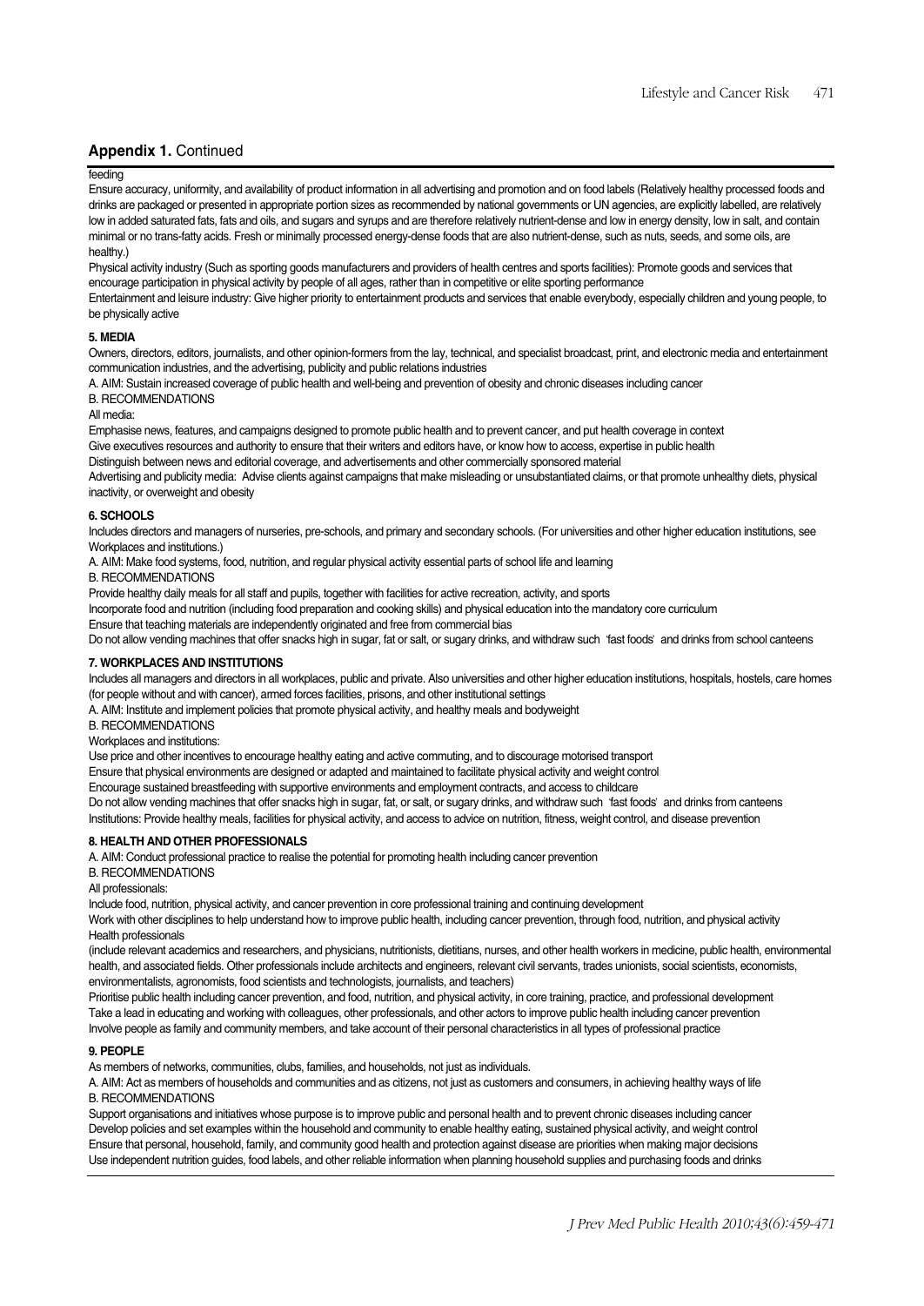**Appendix 1.** Continued

feeding

Ensure accuracy, uniformity, and availability of product information in all advertising and promotion and on food labels (Relatively healthy processed foods and drinks are packaged or presented in appropriate portion sizes as recommended by national governments or UN agencies, are explicitly labelled, are relatively low in added saturated fats, fats and oils, and sugars and syrups and are therefore relatively nutrient-dense and low in energy density, low in salt, and contain minimal or no trans-fatty acids. Fresh or minimally processed energy-dense foods that are also nutrient-dense, such as nuts, seeds, and some oils, are healthy.)

Physical activity industry (Such as sporting goods manufacturers and providers of health centres and sports facilities): Promote goods and services that encourage participation in physical activity by people of all ages, rather than in competitive or elite sporting performance

Entertainment and leisure industry: Give higher priority to entertainment products and services that enable everybody, especially children and young people, to be physically active

**5. MEDIA**

Owners, directors, editors, journalists, and other opinion-formers from the lay, technical, and specialist broadcast, print, and electronic media and entertainment communication industries, and the advertising, publicity and public relations industries

A. AIM: Sustain increased coverage of public health and well-being and prevention of obesity and chronic diseases including cancer

B. RECOMMENDATIONS

All media:

Emphasise news, features, and campaigns designed to promote public health and to prevent cancer, and put health coverage in context

Give executives resources and authority to ensure that their writers and editors have, or know how to access, expertise in public health

Distinguish between news and editorial coverage, and advertisements and other commercially sponsored material

Advertising and publicity media: Advise clients against campaigns that make misleading or unsubstantiated claims, or that promote unhealthy diets, physical inactivity, or overweight and obesity

**6. SCHOOLS**

Includes directors and managers of nurseries, pre-schools, and primary and secondary schools. (For universities and other higher education institutions, see Workplaces and institutions.)

A. AIM: Make food systems, food, nutrition, and regular physical activity essential parts of school life and learning

B. RECOMMENDATIONS

Provide healthy daily meals for all staff and pupils, together with facilities for active recreation, activity, and sports

Incorporate food and nutrition (including food preparation and cooking skills) and physical education into the mandatory core curriculum

Ensure that teaching materials are independently originated and free from commercial bias

Do not allow vending machines that offer snacks high in sugar, fat or salt, or sugary drinks, and withdraw such 'fast foods' and drinks from school canteens

**7. WORKPLACES AND INSTITUTIONS**

Includes all managers and directors in all workplaces, public and private. Also universities and other higher education institutions, hospitals, hostels, care homes (for people without and with cancer), armed forces facilities, prisons, and other institutional settings

A. AIM: Institute and implement policies that promote physical activity, and healthy meals and bodyweight

B. RECOMMENDATIONS

Workplaces and institutions:

Use price and other incentives to encourage healthy eating and active commuting, and to discourage motorised transport

Ensure that physical environments are designed or adapted and maintained to facilitate physical activity and weight control

Encourage sustained breastfeeding with supportive environments and employment contracts, and access to childcare

Do not allow vending machines that offer snacks high in sugar, fat, or salt, or sugary drinks, and withdraw such 'fast foods' and drinks from canteens

Institutions: Provide healthy meals, facilities for physical activity, and access to advice on nutrition, fitness, weight control, and disease prevention

**8. HEALTH AND OTHER PROFESSIONALS**

A. AIM: Conduct professional practice to realise the potential for promoting health including cancer prevention

B. RECOMMENDATIONS

All professionals:

Include food, nutrition, physical activity, and cancer prevention in core professional training and continuing development

Work with other disciplines to help understand how to improve public health, including cancer prevention, through food, nutrition, and physical activity

Health professionals

(include relevant academics and researchers, and physicians, nutritionists, dietitians, nurses, and other health workers in medicine, public health, environmental health, and associated fields. Other professionals include architects and engineers, relevant civil servants, trades unionists, social scientists, economists, environmentalists, agronomists, food scientists and technologists, journalists, and teachers)

Prioritise public health including cancer prevention, and food, nutrition, and physical activity, in core training, practice, and professional development

Take a lead in educating and working with colleagues, other professionals, and other actors to improve public health including cancer prevention

Involve people as family and community members, and take account of their personal characteristics in all types of professional practice

**9. PEOPLE**

As members of networks, communities, clubs, families, and households, not just as individuals.

A. AIM: Act as members of households and communities and as citizens, not just as customers and consumers, in achieving healthy ways of life

B. RECOMMENDATIONS

Support organisations and initiatives whose purpose is to improve public and personal health and to prevent chronic diseases including cancer

Develop policies and set examples within the household and community to enable healthy eating, sustained physical activity, and weight control

Ensure that personal, household, family, and community good health and protection against disease are priorities when making major decisions

Use independent nutrition guides, food labels, and other reliable information when planning household supplies and purchasing foods and drinks